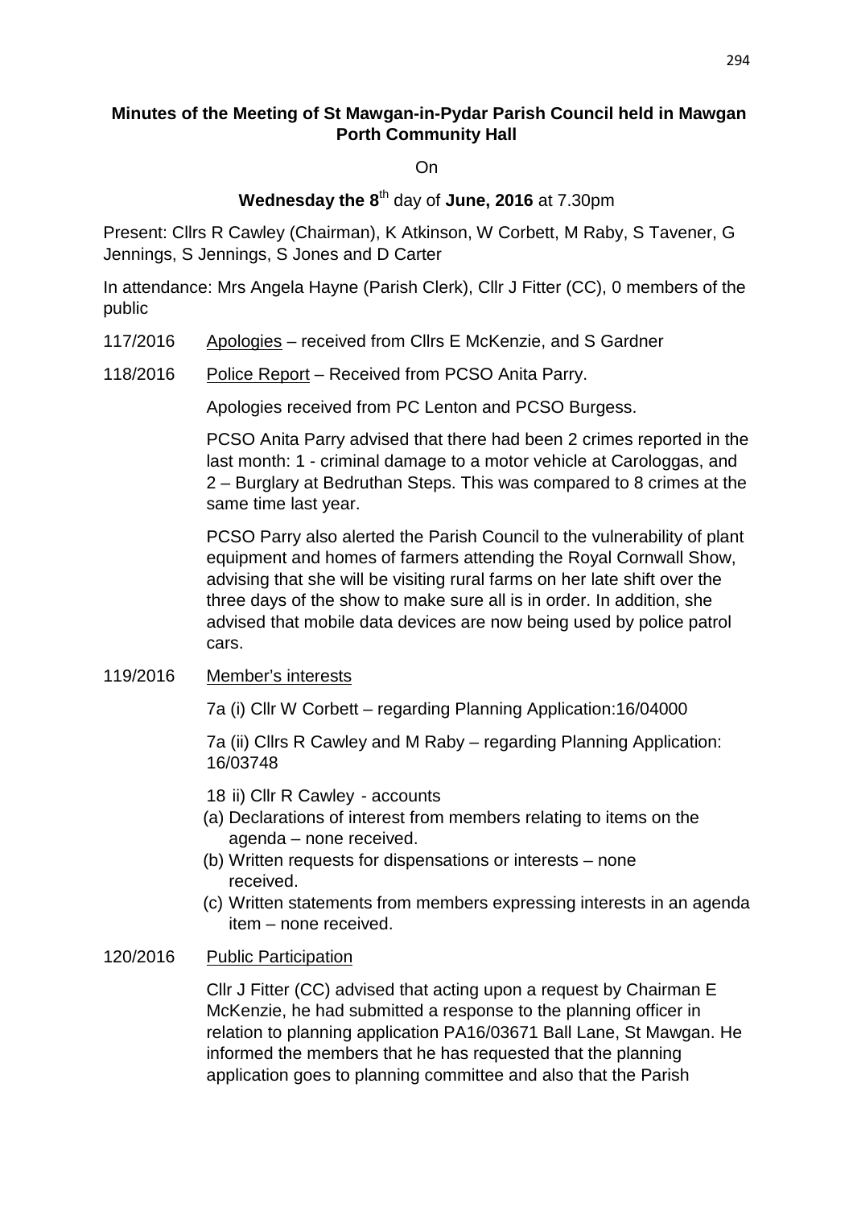**Minutes of the Meeting of St Mawgan-in-Pydar Parish Council held in Mawgan Porth Community Hall**

On

**Wednesday the 8**th day of **June, 2016** at 7.30pm

Present: Cllrs R Cawley (Chairman), K Atkinson, W Corbett, M Raby, S Tavener, G Jennings, S Jennings, S Jones and D Carter

In attendance: Mrs Angela Hayne (Parish Clerk), Cllr J Fitter (CC), 0 members of the public

117/2016 Apologies – received from Cllrs E McKenzie, and S Gardner

118/2016 Police Report – Received from PCSO Anita Parry.

Apologies received from PC Lenton and PCSO Burgess.

PCSO Anita Parry advised that there had been 2 crimes reported in the last month: 1 - criminal damage to a motor vehicle at Carologgas, and 2 – Burglary at Bedruthan Steps. This was compared to 8 crimes at the same time last year.

PCSO Parry also alerted the Parish Council to the vulnerability of plant equipment and homes of farmers attending the Royal Cornwall Show, advising that she will be visiting rural farms on her late shift over the three days of the show to make sure all is in order. In addition, she advised that mobile data devices are now being used by police patrol cars.

119/2016 Member's interests

7a (i) Cllr W Corbett – regarding Planning Application:16/04000

7a (ii) Cllrs R Cawley and M Raby – regarding Planning Application: 16/03748

18 ii) Cllr R Cawley - accounts

(a) Declarations of interest from members relating to items on the agenda – none received.
(b) Written requests for dispensations or interests – none received.
(c) Written statements from members expressing interests in an agenda item – none received.

120/2016 Public Participation

Cllr J Fitter (CC) advised that acting upon a request by Chairman E McKenzie, he had submitted a response to the planning officer in relation to planning application PA16/03671 Ball Lane, St Mawgan. He informed the members that he has requested that the planning application goes to planning committee and also that the Parish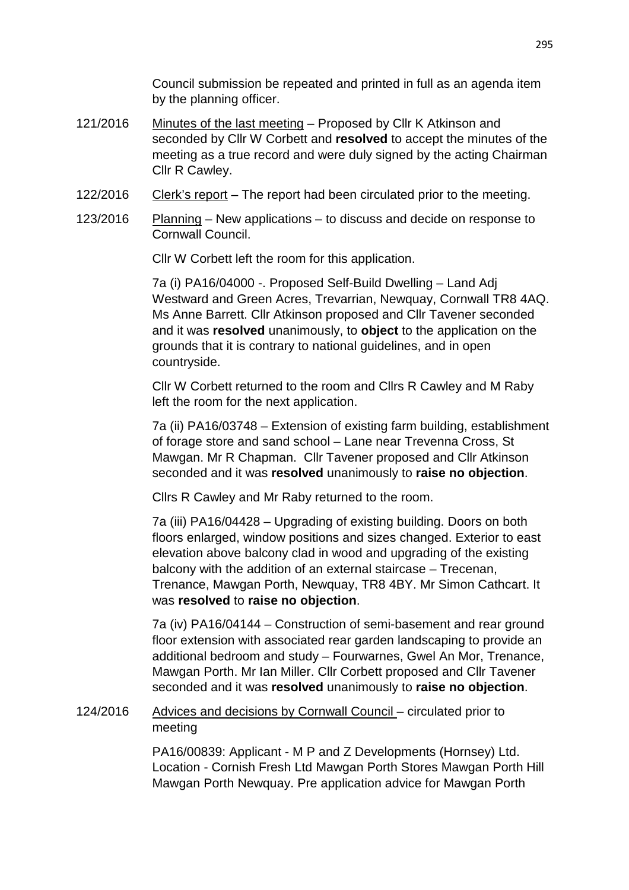Council submission be repeated and printed in full as an agenda item by the planning officer.

121/2016 Minutes of the last meeting – Proposed by Cllr K Atkinson and seconded by Cllr W Corbett and **resolved** to accept the minutes of the meeting as a true record and were duly signed by the acting Chairman Cllr R Cawley.

122/2016 Clerk's report – The report had been circulated prior to the meeting.

123/2016 Planning – New applications – to discuss and decide on response to Cornwall Council.

Cllr W Corbett left the room for this application.

7a (i) PA16/04000 -. Proposed Self-Build Dwelling – Land Adj Westward and Green Acres, Trevarrian, Newquay, Cornwall TR8 4AQ. Ms Anne Barrett. Cllr Atkinson proposed and Cllr Tavener seconded and it was **resolved** unanimously, to **object** to the application on the grounds that it is contrary to national guidelines, and in open countryside.

Cllr W Corbett returned to the room and Cllrs R Cawley and M Raby left the room for the next application.

7a (ii) PA16/03748 – Extension of existing farm building, establishment of forage store and sand school – Lane near Trevenna Cross, St Mawgan. Mr R Chapman. Cllr Tavener proposed and Cllr Atkinson seconded and it was **resolved** unanimously to **raise no objection**.

Cllrs R Cawley and Mr Raby returned to the room.

7a (iii) PA16/04428 – Upgrading of existing building. Doors on both floors enlarged, window positions and sizes changed. Exterior to east elevation above balcony clad in wood and upgrading of the existing balcony with the addition of an external staircase – Trecenan, Trenance, Mawgan Porth, Newquay, TR8 4BY. Mr Simon Cathcart. It was **resolved** to **raise no objection**.

7a (iv) PA16/04144 – Construction of semi-basement and rear ground floor extension with associated rear garden landscaping to provide an additional bedroom and study – Fourwarnes, Gwel An Mor, Trenance, Mawgan Porth. Mr Ian Miller. Cllr Corbett proposed and Cllr Tavener seconded and it was **resolved** unanimously to **raise no objection**.

124/2016 Advices and decisions by Cornwall Council – circulated prior to meeting

PA16/00839: Applicant - M P and Z Developments (Hornsey) Ltd. Location - Cornish Fresh Ltd Mawgan Porth Stores Mawgan Porth Hill Mawgan Porth Newquay. Pre application advice for Mawgan Porth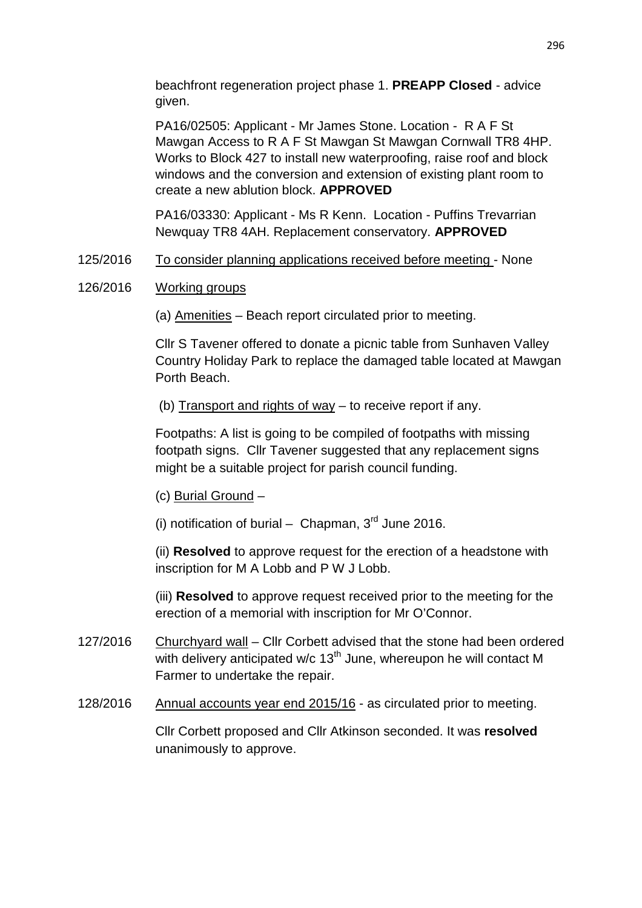beachfront regeneration project phase 1. **PREAPP Closed** - advice given.

PA16/02505: Applicant - Mr James Stone. Location - R A F St Mawgan Access to R A F St Mawgan St Mawgan Cornwall TR8 4HP. Works to Block 427 to install new waterproofing, raise roof and block windows and the conversion and extension of existing plant room to create a new ablution block. **APPROVED**

PA16/03330: Applicant - Ms R Kenn. Location - Puffins Trevarrian Newquay TR8 4AH. Replacement conservatory. **APPROVED**

125/2016 To consider planning applications received before meeting - None

126/2016 Working groups

(a) Amenities – Beach report circulated prior to meeting.

Cllr S Tavener offered to donate a picnic table from Sunhaven Valley Country Holiday Park to replace the damaged table located at Mawgan Porth Beach.

(b) Transport and rights of way – to receive report if any.

Footpaths: A list is going to be compiled of footpaths with missing footpath signs. Cllr Tavener suggested that any replacement signs might be a suitable project for parish council funding.

(c) Burial Ground –

(i) notification of burial – Chapman, 3rd June 2016.

(ii) **Resolved** to approve request for the erection of a headstone with inscription for M A Lobb and P W J Lobb.

(iii) **Resolved** to approve request received prior to the meeting for the erection of a memorial with inscription for Mr O'Connor.

127/2016 Churchyard wall – Cllr Corbett advised that the stone had been ordered with delivery anticipated w/c 13th June, whereupon he will contact M Farmer to undertake the repair.

128/2016 Annual accounts year end 2015/16 - as circulated prior to meeting.

Cllr Corbett proposed and Cllr Atkinson seconded. It was **resolved** unanimously to approve.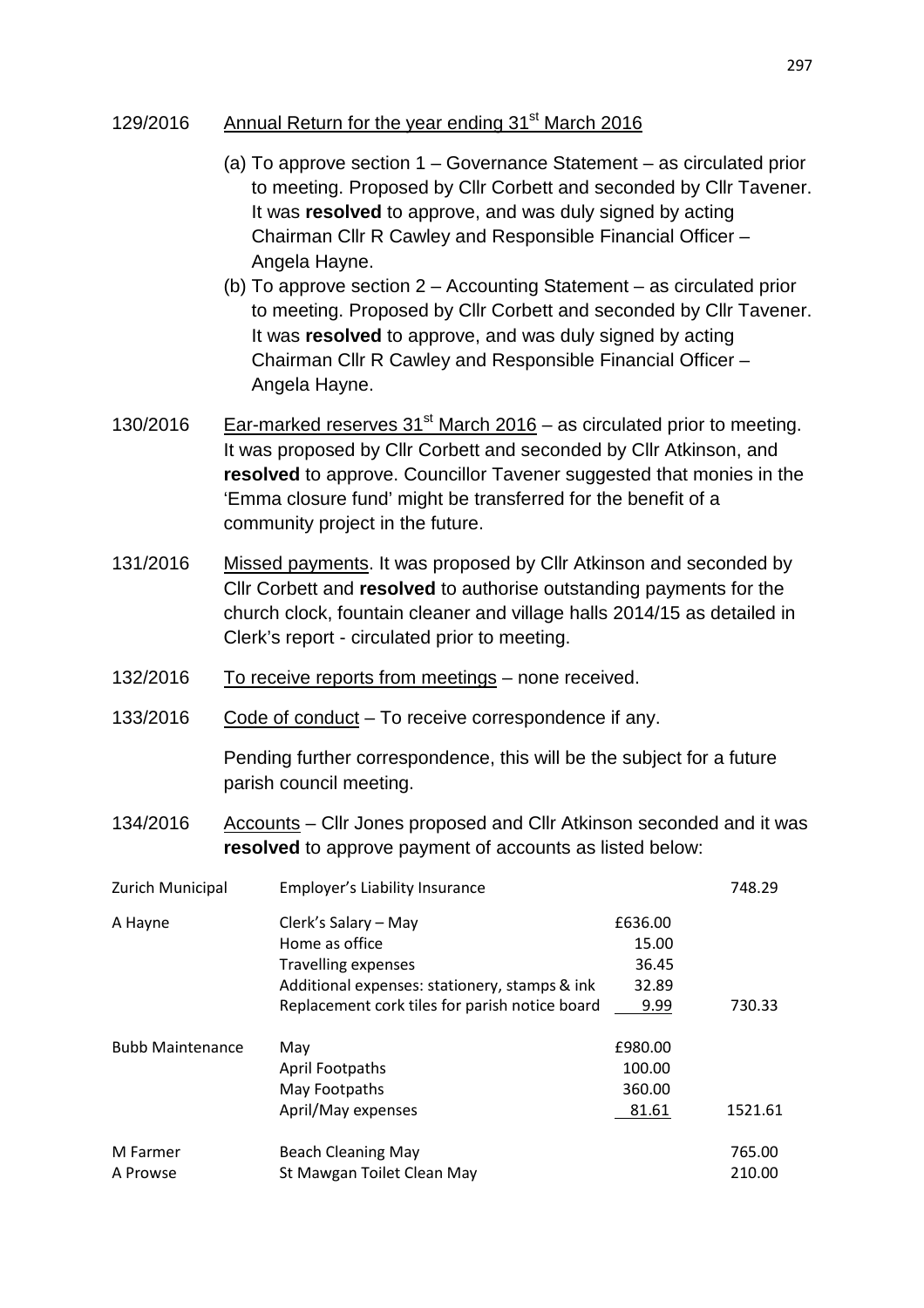129/2016 Annual Return for the year ending 31st March 2016

(a) To approve section 1 – Governance Statement – as circulated prior to meeting. Proposed by Cllr Corbett and seconded by Cllr Tavener. It was **resolved** to approve, and was duly signed by acting Chairman Cllr R Cawley and Responsible Financial Officer – Angela Hayne.

(b) To approve section 2 – Accounting Statement – as circulated prior to meeting. Proposed by Cllr Corbett and seconded by Cllr Tavener. It was **resolved** to approve, and was duly signed by acting Chairman Cllr R Cawley and Responsible Financial Officer – Angela Hayne.

130/2016 Ear-marked reserves 31st March 2016 – as circulated prior to meeting. It was proposed by Cllr Corbett and seconded by Cllr Atkinson, and **resolved** to approve. Councillor Tavener suggested that monies in the 'Emma closure fund' might be transferred for the benefit of a community project in the future.

131/2016 Missed payments. It was proposed by Cllr Atkinson and seconded by Cllr Corbett and **resolved** to authorise outstanding payments for the church clock, fountain cleaner and village halls 2014/15 as detailed in Clerk's report - circulated prior to meeting.

132/2016 To receive reports from meetings – none received.

133/2016 Code of conduct – To receive correspondence if any.

Pending further correspondence, this will be the subject for a future parish council meeting.

134/2016 Accounts – Cllr Jones proposed and Cllr Atkinson seconded and it was **resolved** to approve payment of accounts as listed below:

| | | | |
|---|---|---|---|
| Zurich Municipal | Employer's Liability Insurance | | 748.29 |
| A Hayne | Clerk's Salary – May | £636.00 | |
| | Home as office | 15.00 | |
| | Travelling expenses | 36.45 | |
| | Additional expenses: stationery, stamps & ink | 32.89 | |
| | Replacement cork tiles for parish notice board | 9.99 | 730.33 |
| Bubb Maintenance | May | £980.00 | |
| | April Footpaths | 100.00 | |
| | May Footpaths | 360.00 | |
| | April/May expenses | 81.61 | 1521.61 |
| M Farmer | Beach Cleaning May | | 765.00 |
| A Prowse | St Mawgan Toilet Clean May | | 210.00 |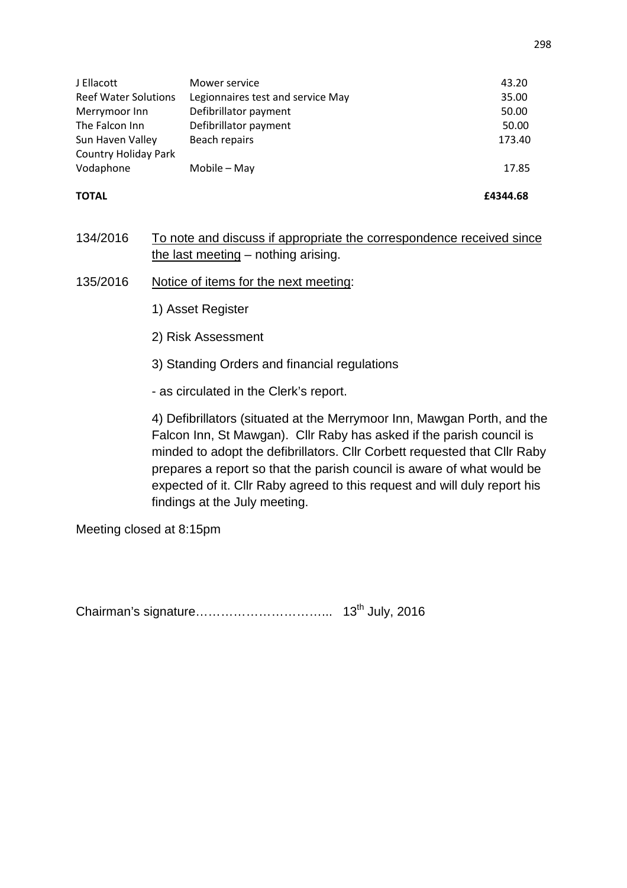| | | |
|---|---|---|
| J Ellacott | Mower service | 43.20 |
| Reef Water Solutions | Legionnaires test and service May | 35.00 |
| Merrymoor Inn | Defibrillator payment | 50.00 |
| The Falcon Inn | Defibrillator payment | 50.00 |
| Sun Haven Valley Country Holiday Park | Beach repairs | 173.40 |
| Vodaphone | Mobile – May | 17.85 |
| **TOTAL** | | **£4344.68** |

134/2016 To note and discuss if appropriate the correspondence received since the last meeting – nothing arising.

135/2016 Notice of items for the next meeting:

1) Asset Register

2) Risk Assessment

3) Standing Orders and financial regulations

- as circulated in the Clerk's report.

4) Defibrillators (situated at the Merrymoor Inn, Mawgan Porth, and the Falcon Inn, St Mawgan). Cllr Raby has asked if the parish council is minded to adopt the defibrillators. Cllr Corbett requested that Cllr Raby prepares a report so that the parish council is aware of what would be expected of it. Cllr Raby agreed to this request and will duly report his findings at the July meeting.

Meeting closed at 8:15pm

Chairman's signature…………………………….. 13th July, 2016